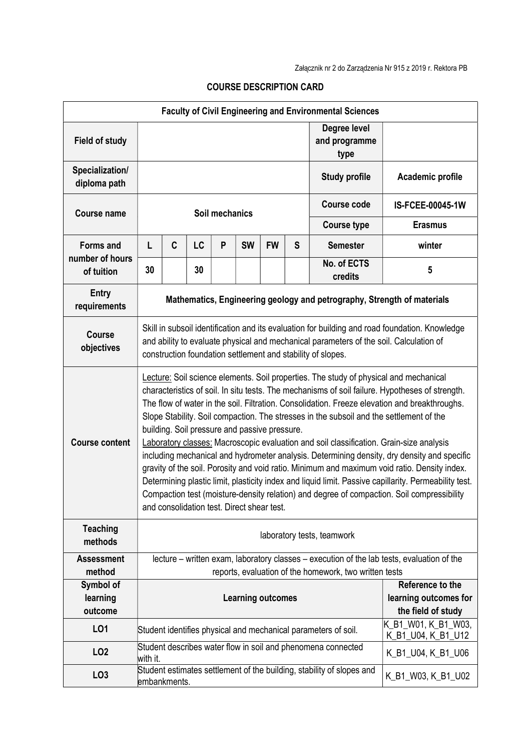Załącznik nr 2 do Zarządzenia Nr 915 z 2019 r. Rektora PB

## COURSE DESCRIPTION CARD

| Faculty of Civil Engineering and Environmental Sciences | | | | | | | | | |
|---|---|---|---|---|---|---|---|---|---|
| **Field of study** | | | | | | | | **Degree level and programme type** | |
| **Specialization/ diploma path** | | | | | | | | **Study profile** | **Academic profile** |
| **Course name** | Soil mechanics | | | | | | | **Course code** | **IS-FCEE-00045-1W** |
| | | | | | | | | **Course type** | **Erasmus** |
| **Forms and number of hours of tuition** | **L** | **C** | **LC** | **P** | **SW** | **FW** | **S** | **Semester** | **winter** |
| | 30 | | 30 | | | | | **No. of ECTS credits** | **5** |
| **Entry requirements** | **Mathematics, Engineering geology and petrography, Strength of materials** | | | | | | | | |
| **Course objectives** | Skill in subsoil identification and its evaluation for building and road foundation. Knowledge and ability to evaluate physical and mechanical parameters of the soil. Calculation of construction foundation settlement and stability of slopes. | | | | | | | | |
| **Course content** | Lecture: Soil science elements. Soil properties. The study of physical and mechanical characteristics of soil. In situ tests. The mechanisms of soil failure. Hypotheses of strength. The flow of water in the soil. Filtration. Consolidation. Freeze elevation and breakthroughs. Slope Stability. Soil compaction. The stresses in the subsoil and the settlement of the building. Soil pressure and passive pressure. Laboratory classes: Macroscopic evaluation and soil classification. Grain-size analysis including mechanical and hydrometer analysis. Determining density, dry density and specific gravity of the soil. Porosity and void ratio. Minimum and maximum void ratio. Density index. Determining plastic limit, plasticity index and liquid limit. Passive capillarity. Permeability test. Compaction test (moisture-density relation) and degree of compaction. Soil compressibility and consolidation test. Direct shear test. | | | | | | | | |
| **Teaching methods** | laboratory tests, teamwork | | | | | | | | |
| **Assessment method** | lecture – written exam, laboratory classes – execution of the lab tests, evaluation of the reports, evaluation of the homework, two written tests | | | | | | | | |
| **Symbol of learning outcome** | **Learning outcomes** | | | | | | | | **Reference to the learning outcomes for the field of study** |
| **LO1** | Student identifies physical and mechanical parameters of soil. | | | | | | | | K_B1_W01, K_B1_W03, K_B1_U04, K_B1_U12 |
| **LO2** | Student describes water flow in soil and phenomena connected with it. | | | | | | | | K_B1_U04, K_B1_U06 |
| **LO3** | Student estimates settlement of the building, stability of slopes and embankments. | | | | | | | | K_B1_W03, K_B1_U02 |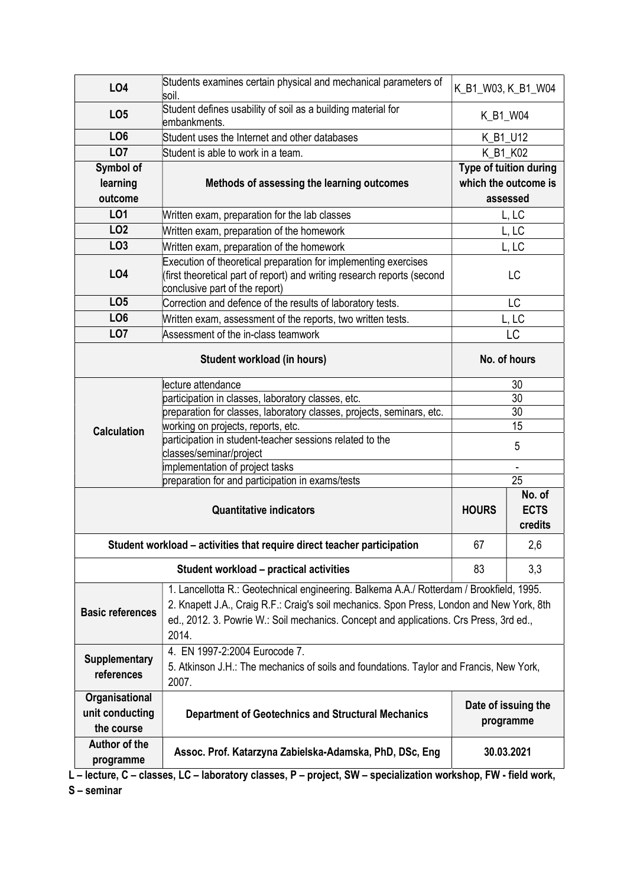| | | |
|---|---|---|
| **LO4** | Students examines certain physical and mechanical parameters of soil. | K_B1_W03, K_B1_W04 |
| **LO5** | Student defines usability of soil as a building material for embankments. | K_B1_W04 |
| **LO6** | Student uses the Internet and other databases | K_B1_U12 |
| **LO7** | Student is able to work in a team. | K_B1_K02 |
| **Symbol of learning outcome** | **Methods of assessing the learning outcomes** | **Type of tuition during which the outcome is assessed** |
| **LO1** | Written exam, preparation for the lab classes | L, LC |
| **LO2** | Written exam, preparation of the homework | L, LC |
| **LO3** | Written exam, preparation of the homework | L, LC |
| **LO4** | Execution of theoretical preparation for implementing exercises (first theoretical part of report) and writing research reports (second conclusive part of the report) | LC |
| **LO5** | Correction and defence of the results of laboratory tests. | LC |
| **LO6** | Written exam, assessment of the reports, two written tests. | L, LC |
| **LO7** | Assessment of the in-class teamwork | LC |

| **Student workload (in hours)** | | **No. of hours** |
|---|---|---|
| **Calculation** | lecture attendance | 30 |
| | participation in classes, laboratory classes, etc. | 30 |
| | preparation for classes, laboratory classes, projects, seminars, etc. | 30 |
| | working on projects, reports, etc. | 15 |
| | participation in student-teacher sessions related to the classes/seminar/project | 5 |
| | implementation of project tasks | - |
| | preparation for and participation in exams/tests | 25 |

| **Quantitative indicators** | **HOURS** | **No. of ECTS credits** |
|---|---|---|
| **Student workload – activities that require direct teacher participation** | 67 | 2,6 |
| **Student workload – practical activities** | 83 | 3,3 |

| | |
|---|---|
| **Basic references** | 1. Lancellotta R.: Geotechnical engineering. Balkema A.A./ Rotterdam / Brookfield, 1995. 2. Knapett J.A., Craig R.F.: Craig's soil mechanics. Spon Press, London and New York, 8th ed., 2012. 3. Powrie W.: Soil mechanics. Concept and applications. Crs Press, 3rd ed., 2014. |
| **Supplementary references** | 4. EN 1997-2:2004 Eurocode 7. 5. Atkinson J.H.: The mechanics of soils and foundations. Taylor and Francis, New York, 2007. |

| | | |
|---|---|---|
| **Organisational unit conducting the course** | **Department of Geotechnics and Structural Mechanics** | **Date of issuing the programme** |
| **Author of the programme** | **Assoc. Prof. Katarzyna Zabielska-Adamska, PhD, DSc, Eng** | **30.03.2021** |

**L – lecture, C – classes, LC – laboratory classes, P – project, SW – specialization workshop, FW - field work, S – seminar**